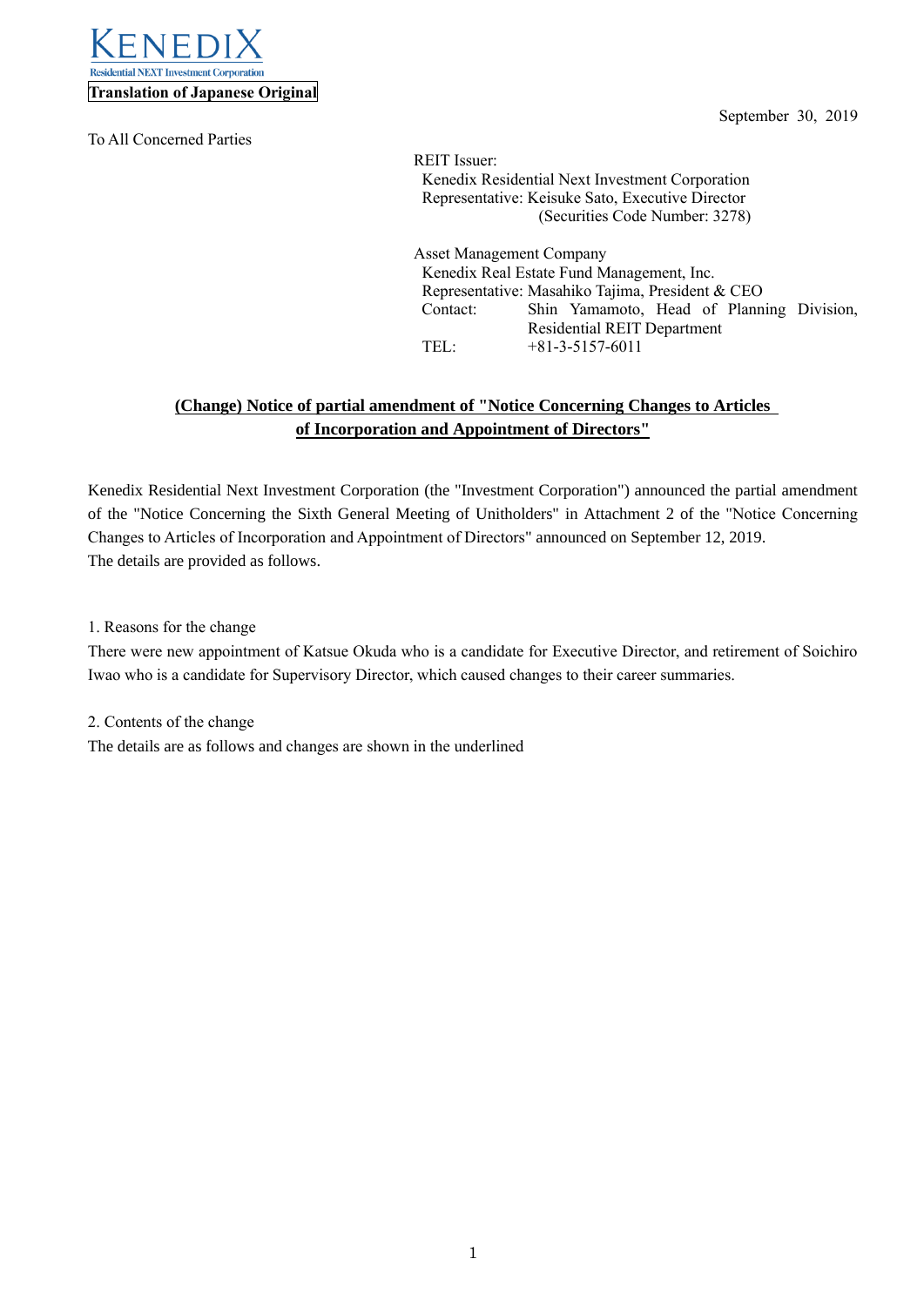KENEDIX
Residential NEXT Investment Corporation

**Translation of Japanese Original**

September 30, 2019

To All Concerned Parties

REIT Issuer:
Kenedix Residential Next Investment Corporation
Representative: Keisuke Sato, Executive Director
(Securities Code Number: 3278)

Asset Management Company
Kenedix Real Estate Fund Management, Inc.
Representative: Masahiko Tajima, President & CEO
Contact: Shin Yamamoto, Head of Planning Division, Residential REIT Department
TEL: +81-3-5157-6011

## (Change) Notice of partial amendment of "Notice Concerning Changes to Articles of Incorporation and Appointment of Directors"

Kenedix Residential Next Investment Corporation (the "Investment Corporation") announced the partial amendment of the "Notice Concerning the Sixth General Meeting of Unitholders" in Attachment 2 of the "Notice Concerning Changes to Articles of Incorporation and Appointment of Directors" announced on September 12, 2019.
The details are provided as follows.

1. Reasons for the change

There were new appointment of Katsue Okuda who is a candidate for Executive Director, and retirement of Soichiro Iwao who is a candidate for Supervisory Director, which caused changes to their career summaries.

2. Contents of the change

The details are as follows and changes are shown in the underlined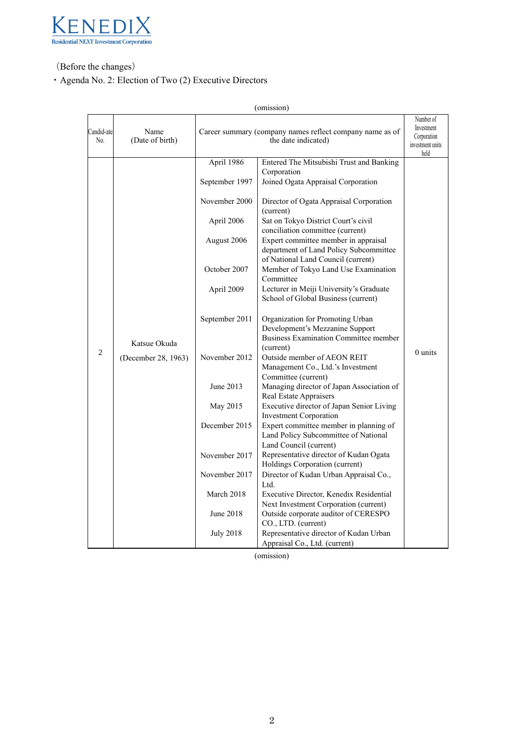（Before the changes）

・Agenda No. 2: Election of Two (2) Executive Directors

(omission)

| Candid-ate No. | Name (Date of birth) | Career summary (company names reflect company name as of the date indicated) | | Number of Investment Corporation investment units held |
|---|---|---|---|---|
| 2 | Katsue Okuda (December 28, 1963) | April 1986 | Entered The Mitsubishi Trust and Banking Corporation | 0 units |
| | | September 1997 | Joined Ogata Appraisal Corporation | |
| | | November 2000 | Director of Ogata Appraisal Corporation (current) | |
| | | April 2006 | Sat on Tokyo District Court's civil conciliation committee (current) | |
| | | August 2006 | Expert committee member in appraisal department of Land Policy Subcommittee of National Land Council (current) | |
| | | October 2007 | Member of Tokyo Land Use Examination Committee | |
| | | April 2009 | Lecturer in Meiji University's Graduate School of Global Business (current) | |
| | | September 2011 | Organization for Promoting Urban Development's Mezzanine Support Business Examination Committee member (current) | |
| | | November 2012 | Outside member of AEON REIT Management Co., Ltd.'s Investment Committee (current) | |
| | | June 2013 | Managing director of Japan Association of Real Estate Appraisers | |
| | | May 2015 | Executive director of Japan Senior Living Investment Corporation | |
| | | December 2015 | Expert committee member in planning of Land Policy Subcommittee of National Land Council (current) | |
| | | November 2017 | Representative director of Kudan Ogata Holdings Corporation (current) | |
| | | November 2017 | Director of Kudan Urban Appraisal Co., Ltd. | |
| | | March 2018 | Executive Director, Kenedix Residential Next Investment Corporation (current) | |
| | | June 2018 | Outside corporate auditor of CERESPO CO., LTD. (current) | |
| | | July 2018 | Representative director of Kudan Urban Appraisal Co., Ltd. (current) | |

(omission)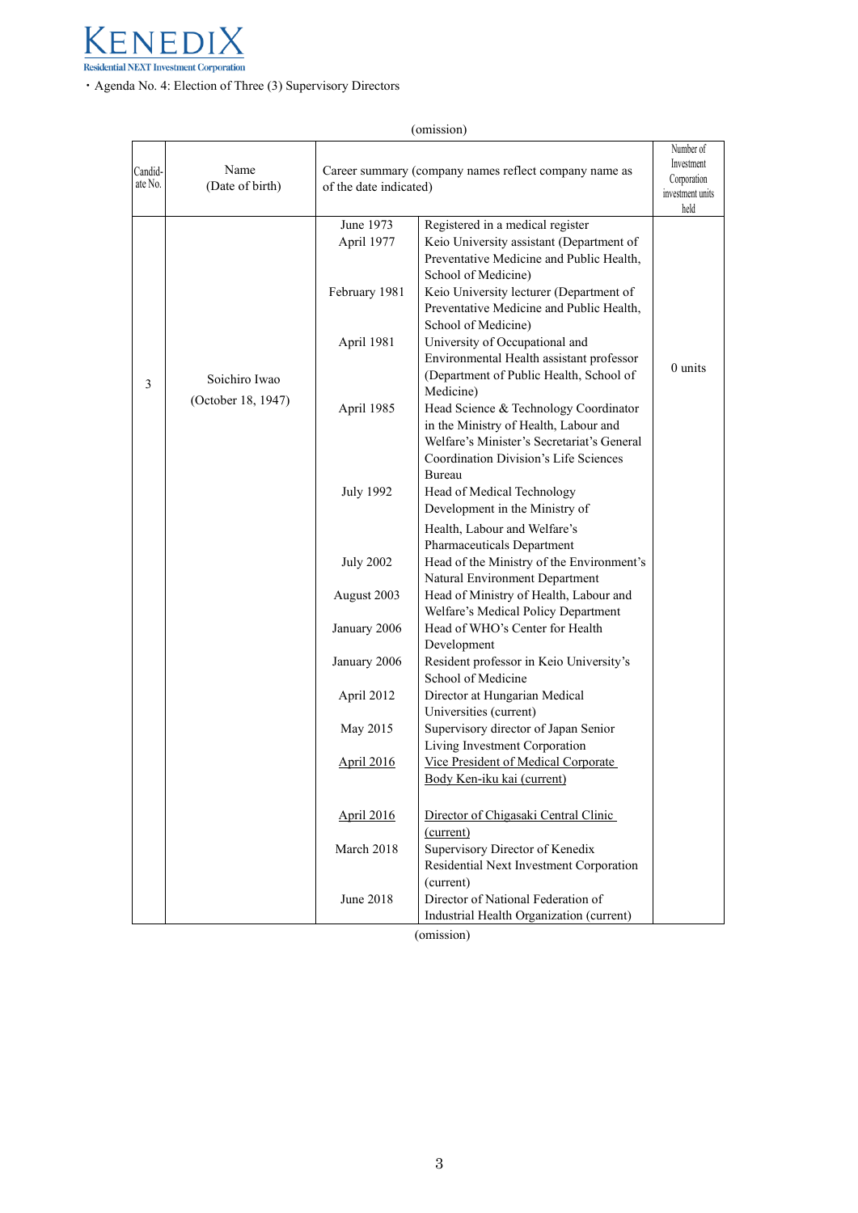・Agenda No. 4: Election of Three (3) Supervisory Directors

(omission)

| Candid-ate No. | Name (Date of birth) | Career summary (company names reflect company name as of the date indicated) | | Number of Investment Corporation investment units held |
|---|---|---|---|---|
| 3 | Soichiro Iwao (October 18, 1947) | June 1973 | Registered in a medical register | 0 units |
| | | April 1977 | Keio University assistant (Department of Preventative Medicine and Public Health, School of Medicine) | |
| | | February 1981 | Keio University lecturer (Department of Preventative Medicine and Public Health, School of Medicine) | |
| | | April 1981 | University of Occupational and Environmental Health assistant professor (Department of Public Health, School of Medicine) | |
| | | April 1985 | Head Science & Technology Coordinator in the Ministry of Health, Labour and Welfare's Minister's Secretariat's General Coordination Division's Life Sciences Bureau | |
| | | July 1992 | Head of Medical Technology Development in the Ministry of Health, Labour and Welfare's Pharmaceuticals Department | |
| | | July 2002 | Head of the Ministry of the Environment's Natural Environment Department | |
| | | August 2003 | Head of Ministry of Health, Labour and Welfare's Medical Policy Department | |
| | | January 2006 | Head of WHO's Center for Health Development | |
| | | January 2006 | Resident professor in Keio University's School of Medicine | |
| | | April 2012 | Director at Hungarian Medical Universities (current) | |
| | | May 2015 | Supervisory director of Japan Senior Living Investment Corporation | |
| | | <u>April 2016</u> | <u>Vice President of Medical Corporate Body Ken-iku kai (current)</u> | |
| | | <u>April 2016</u> | <u>Director of Chigasaki Central Clinic (current)</u> | |
| | | March 2018 | Supervisory Director of Kenedix Residential Next Investment Corporation (current) | |
| | | June 2018 | Director of National Federation of Industrial Health Organization (current) | |

(omission)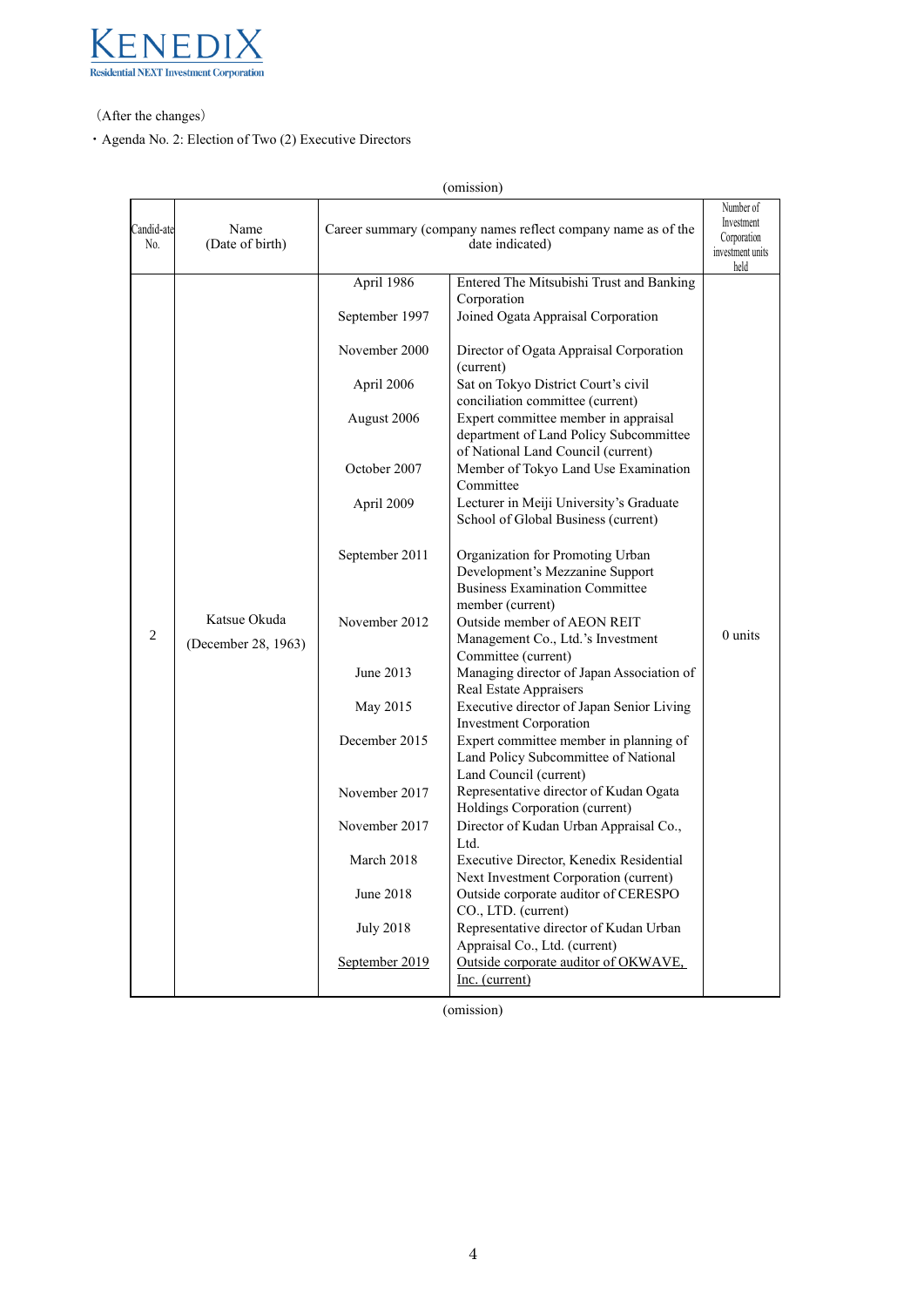(After the changes)

・Agenda No. 2: Election of Two (2) Executive Directors

(omission)

| Candid-ate No. | Name (Date of birth) | Career summary (company names reflect company name as of the date indicated) | | Number of Investment Corporation investment units held |
|---|---|---|---|---|
| 2 | Katsue Okuda (December 28, 1963) | April 1986 | Entered The Mitsubishi Trust and Banking Corporation | 0 units |
| | | September 1997 | Joined Ogata Appraisal Corporation | |
| | | November 2000 | Director of Ogata Appraisal Corporation (current) | |
| | | April 2006 | Sat on Tokyo District Court's civil conciliation committee (current) | |
| | | August 2006 | Expert committee member in appraisal department of Land Policy Subcommittee of National Land Council (current) | |
| | | October 2007 | Member of Tokyo Land Use Examination Committee | |
| | | April 2009 | Lecturer in Meiji University's Graduate School of Global Business (current) | |
| | | September 2011 | Organization for Promoting Urban Development's Mezzanine Support Business Examination Committee member (current) | |
| | | November 2012 | Outside member of AEON REIT Management Co., Ltd.'s Investment Committee (current) | |
| | | June 2013 | Managing director of Japan Association of Real Estate Appraisers | |
| | | May 2015 | Executive director of Japan Senior Living Investment Corporation | |
| | | December 2015 | Expert committee member in planning of Land Policy Subcommittee of National Land Council (current) | |
| | | November 2017 | Representative director of Kudan Ogata Holdings Corporation (current) | |
| | | November 2017 | Director of Kudan Urban Appraisal Co., Ltd. | |
| | | March 2018 | Executive Director, Kenedix Residential Next Investment Corporation (current) | |
| | | June 2018 | Outside corporate auditor of CERESPO CO., LTD. (current) | |
| | | July 2018 | Representative director of Kudan Urban Appraisal Co., Ltd. (current) | |
| | | September 2019 | Outside corporate auditor of OKWAVE, Inc. (current) | |

(omission)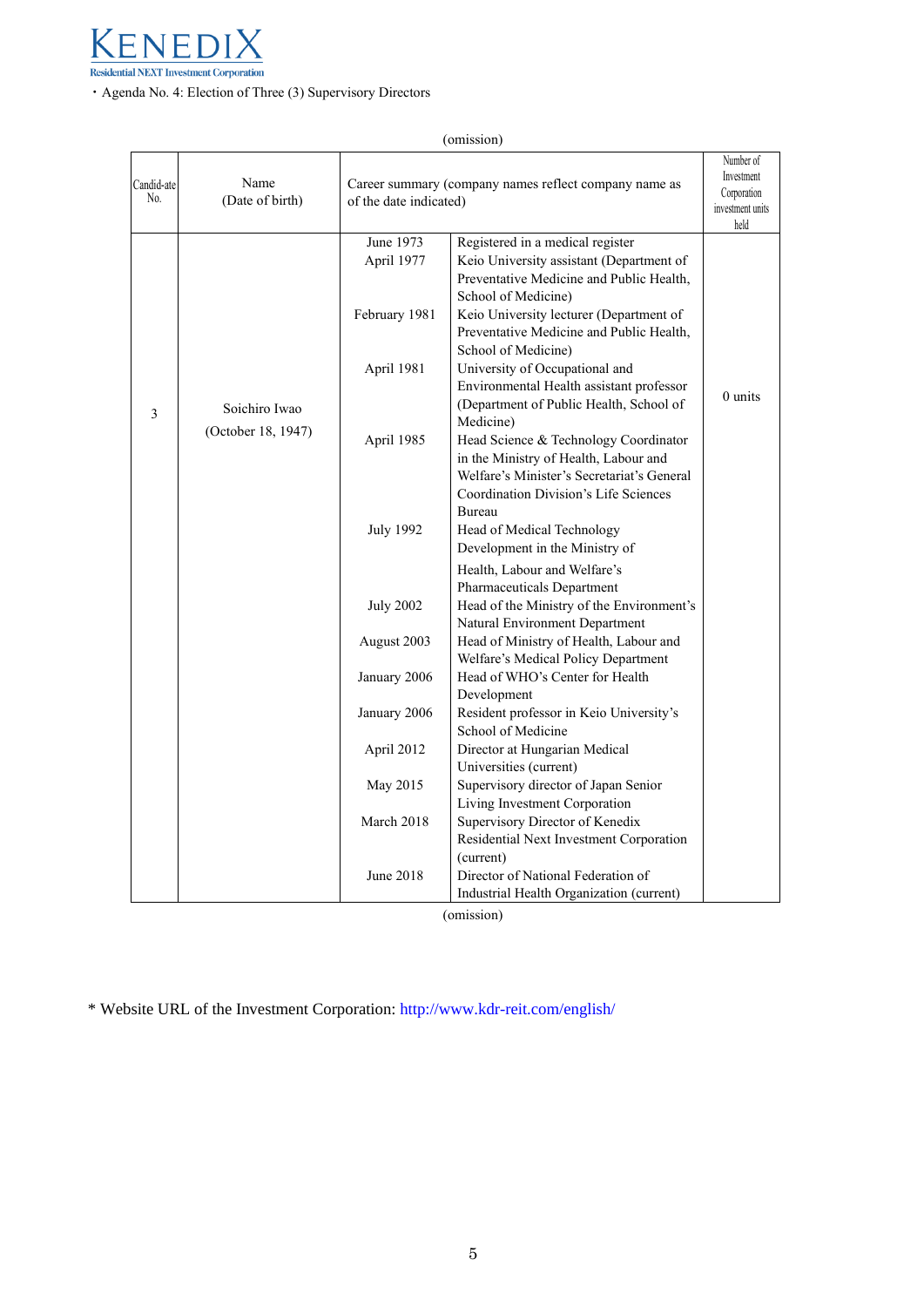・Agenda No. 4: Election of Three (3) Supervisory Directors

(omission)

| Candid-ate No. | Name (Date of birth) | Career summary (company names reflect company name as of the date indicated) | | Number of Investment Corporation investment units held |
|---|---|---|---|---|
| 3 | Soichiro Iwao (October 18, 1947) | June 1973 | Registered in a medical register | 0 units |
| | | April 1977 | Keio University assistant (Department of Preventative Medicine and Public Health, School of Medicine) | |
| | | February 1981 | Keio University lecturer (Department of Preventative Medicine and Public Health, School of Medicine) | |
| | | April 1981 | University of Occupational and Environmental Health assistant professor (Department of Public Health, School of Medicine) | |
| | | April 1985 | Head Science & Technology Coordinator in the Ministry of Health, Labour and Welfare's Minister's Secretariat's General Coordination Division's Life Sciences Bureau | |
| | | July 1992 | Head of Medical Technology Development in the Ministry of Health, Labour and Welfare's Pharmaceuticals Department | |
| | | July 2002 | Head of the Ministry of the Environment's Natural Environment Department | |
| | | August 2003 | Head of Ministry of Health, Labour and Welfare's Medical Policy Department | |
| | | January 2006 | Head of WHO's Center for Health Development | |
| | | January 2006 | Resident professor in Keio University's School of Medicine | |
| | | April 2012 | Director at Hungarian Medical Universities (current) | |
| | | May 2015 | Supervisory director of Japan Senior Living Investment Corporation | |
| | | March 2018 | Supervisory Director of Kenedix Residential Next Investment Corporation (current) | |
| | | June 2018 | Director of National Federation of Industrial Health Organization (current) | |

(omission)

\* Website URL of the Investment Corporation: http://www.kdr-reit.com/english/